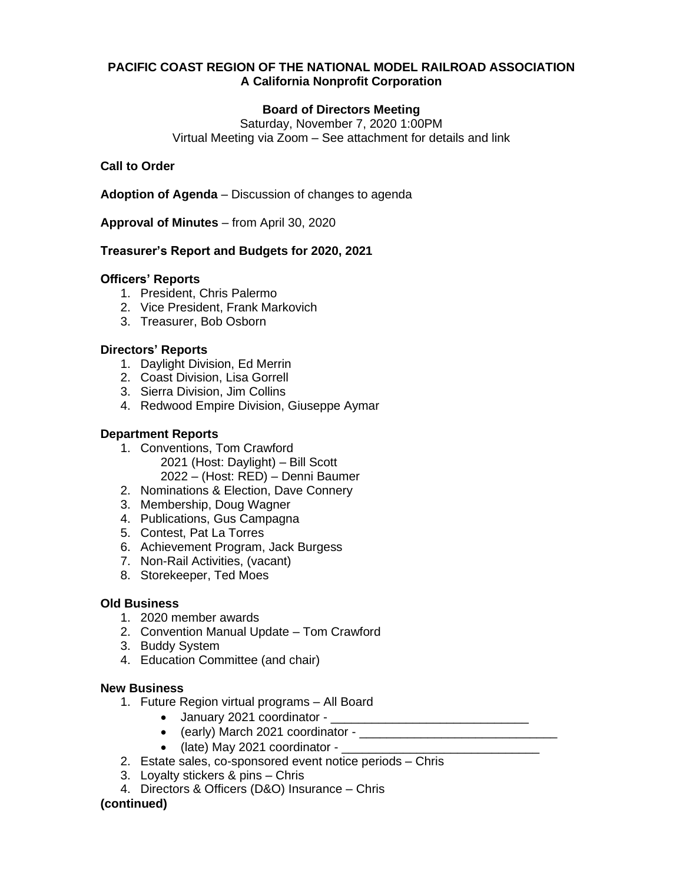**PACIFIC COAST REGION OF THE NATIONAL MODEL RAILROAD ASSOCIATION**
**A California Nonprofit Corporation**

**Board of Directors Meeting**
Saturday, November 7, 2020 1:00PM
Virtual Meeting via Zoom – See attachment for details and link

**Call to Order**

**Adoption of Agenda** – Discussion of changes to agenda

**Approval of Minutes** – from April 30, 2020

**Treasurer's Report and Budgets for 2020, 2021**

**Officers' Reports**

1. President, Chris Palermo
2. Vice President, Frank Markovich
3. Treasurer, Bob Osborn

**Directors' Reports**

1. Daylight Division, Ed Merrin
2. Coast Division, Lisa Gorrell
3. Sierra Division, Jim Collins
4. Redwood Empire Division, Giuseppe Aymar

**Department Reports**

1. Conventions, Tom Crawford
   2021 (Host: Daylight) – Bill Scott
   2022 – (Host: RED) – Denni Baumer
2. Nominations & Election, Dave Connery
3. Membership, Doug Wagner
4. Publications, Gus Campagna
5. Contest, Pat La Torres
6. Achievement Program, Jack Burgess
7. Non-Rail Activities, (vacant)
8. Storekeeper, Ted Moes

**Old Business**

1. 2020 member awards
2. Convention Manual Update – Tom Crawford
3. Buddy System
4. Education Committee (and chair)

**New Business**

1. Future Region virtual programs – All Board
   - January 2021 coordinator - ______________________________
   - (early) March 2021 coordinator - ______________________________
   - (late) May 2021 coordinator - ______________________________
2. Estate sales, co-sponsored event notice periods – Chris
3. Loyalty stickers & pins – Chris
4. Directors & Officers (D&O) Insurance – Chris

**(continued)**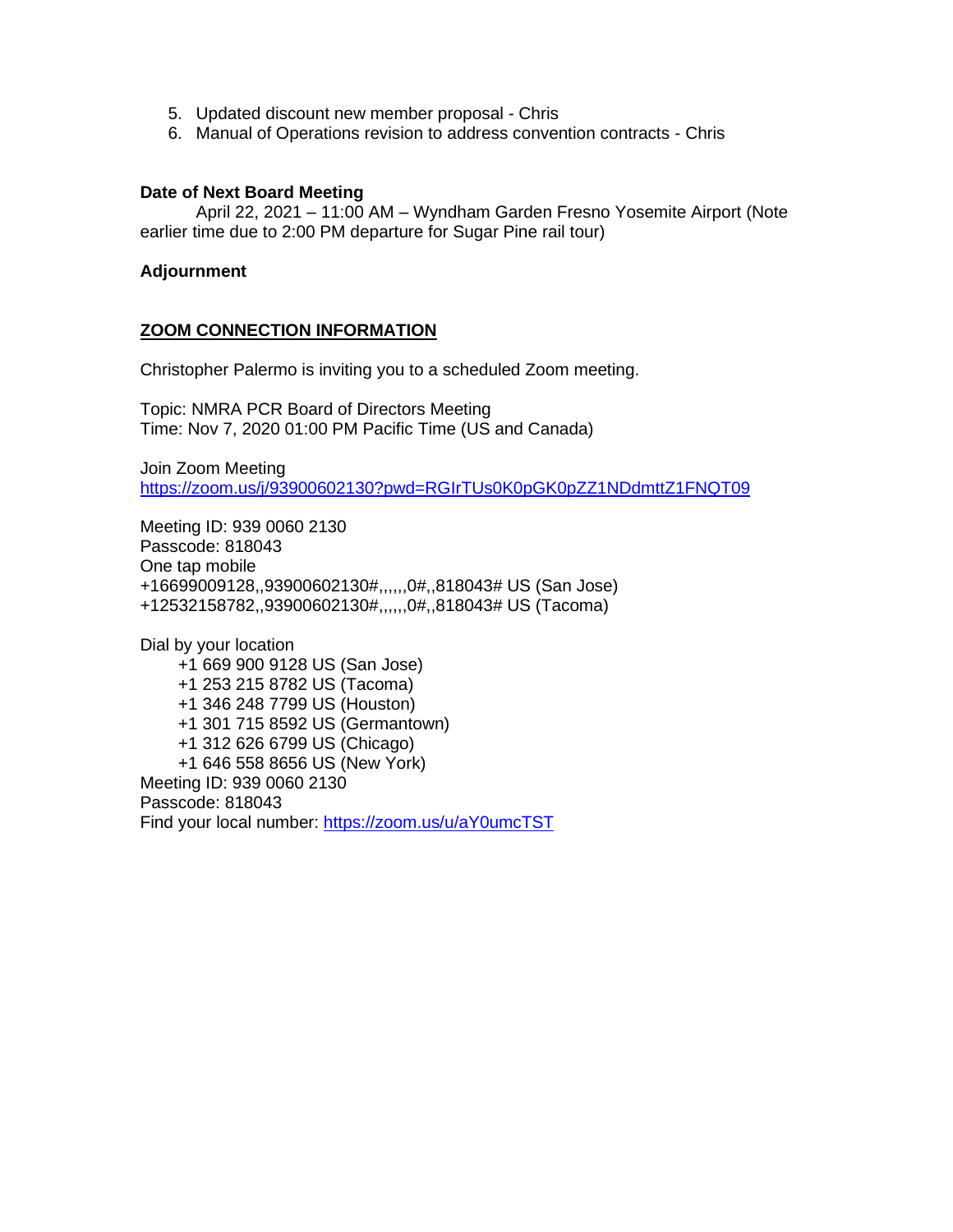5. Updated discount new member proposal - Chris
6. Manual of Operations revision to address convention contracts - Chris

**Date of Next Board Meeting**

April 22, 2021 – 11:00 AM – Wyndham Garden Fresno Yosemite Airport (Note earlier time due to 2:00 PM departure for Sugar Pine rail tour)

**Adjournment**

**ZOOM CONNECTION INFORMATION**

Christopher Palermo is inviting you to a scheduled Zoom meeting.

Topic: NMRA PCR Board of Directors Meeting
Time: Nov 7, 2020 01:00 PM Pacific Time (US and Canada)

Join Zoom Meeting
https://zoom.us/j/93900602130?pwd=RGIrTUs0K0pGK0pZZ1NDdmttZ1FNQT09

Meeting ID: 939 0060 2130
Passcode: 818043
One tap mobile
+16699009128,,93900602130#,,,,,,0#,,818043# US (San Jose)
+12532158782,,93900602130#,,,,,,0#,,818043# US (Tacoma)

Dial by your location
+1 669 900 9128 US (San Jose)
+1 253 215 8782 US (Tacoma)
+1 346 248 7799 US (Houston)
+1 301 715 8592 US (Germantown)
+1 312 626 6799 US (Chicago)
+1 646 558 8656 US (New York)
Meeting ID: 939 0060 2130
Passcode: 818043
Find your local number: https://zoom.us/u/aY0umcTST